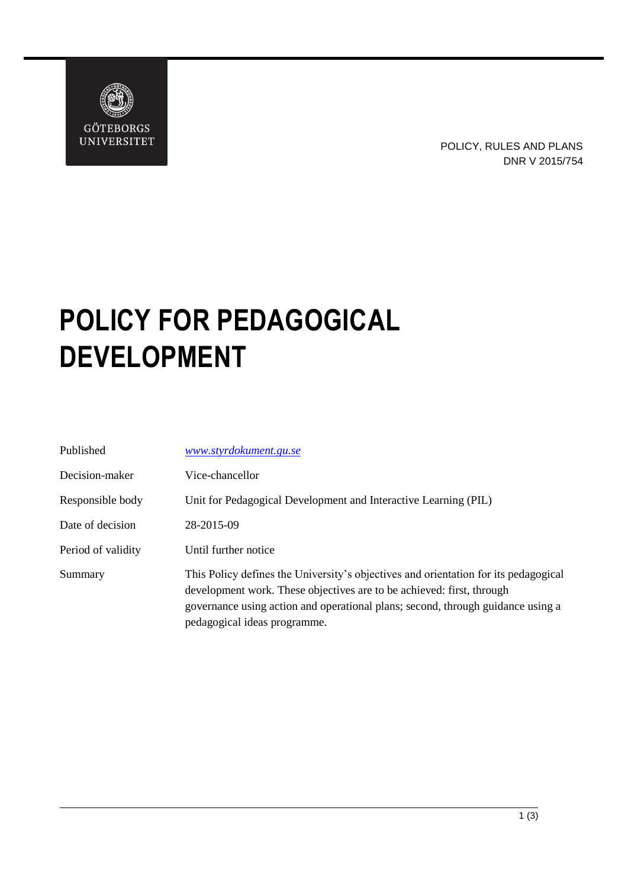GÖTEBORGS UNIVERSITET

POLICY, RULES AND PLANS
DNR V 2015/754

# POLICY FOR PEDAGOGICAL DEVELOPMENT

| | |
|---|---|
| Published | *www.styrdokument.gu.se* |
| Decision-maker | Vice-chancellor |
| Responsible body | Unit for Pedagogical Development and Interactive Learning (PIL) |
| Date of decision | 28-2015-09 |
| Period of validity | Until further notice |
| Summary | This Policy defines the University's objectives and orientation for its pedagogical development work. These objectives are to be achieved: first, through governance using action and operational plans; second, through guidance using a pedagogical ideas programme. |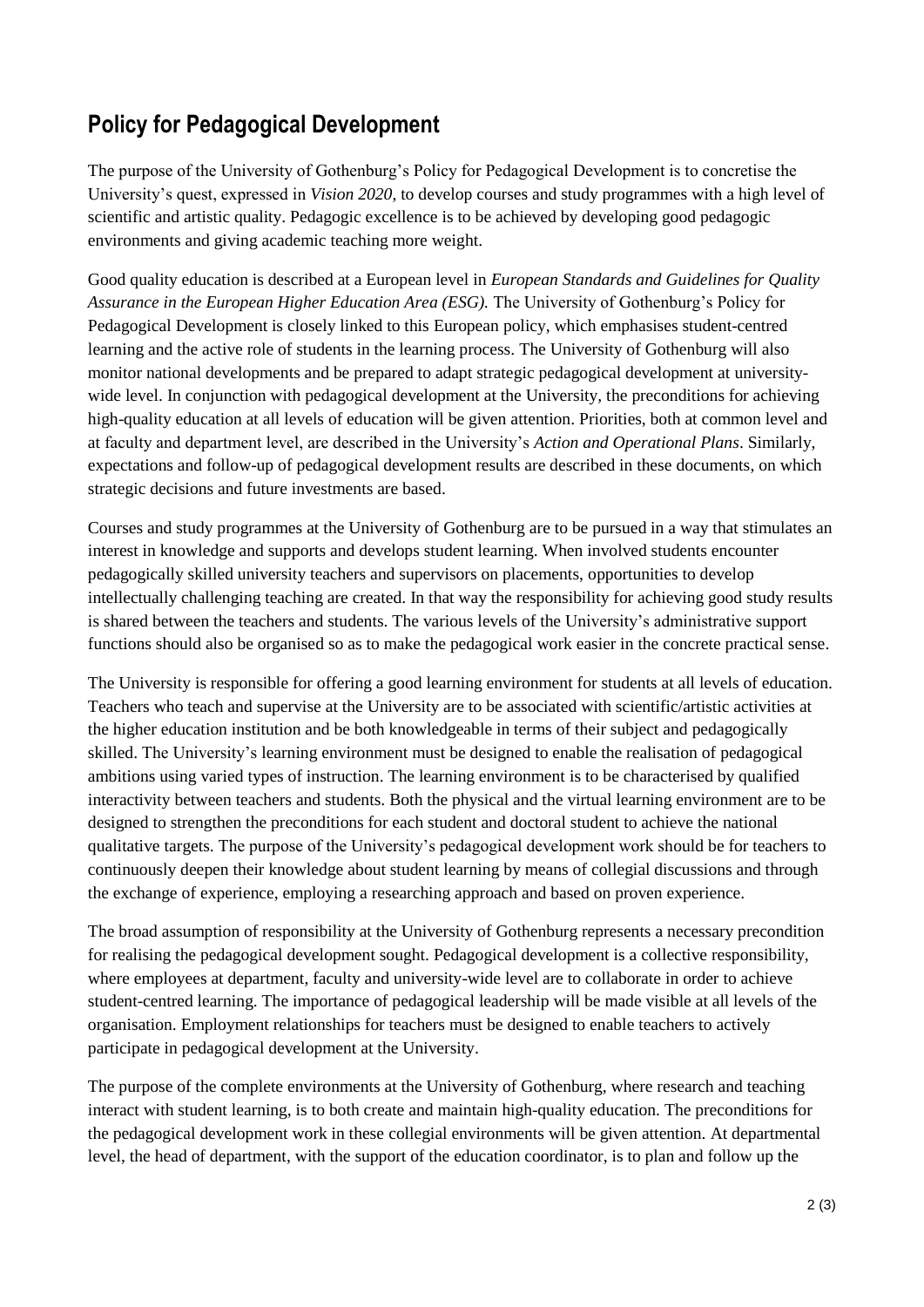## Policy for Pedagogical Development

The purpose of the University of Gothenburg's Policy for Pedagogical Development is to concretise the University's quest, expressed in *Vision 2020*, to develop courses and study programmes with a high level of scientific and artistic quality. Pedagogic excellence is to be achieved by developing good pedagogic environments and giving academic teaching more weight.

Good quality education is described at a European level in *European Standards and Guidelines for Quality Assurance in the European Higher Education Area (ESG).* The University of Gothenburg's Policy for Pedagogical Development is closely linked to this European policy, which emphasises student-centred learning and the active role of students in the learning process. The University of Gothenburg will also monitor national developments and be prepared to adapt strategic pedagogical development at university-wide level. In conjunction with pedagogical development at the University, the preconditions for achieving high-quality education at all levels of education will be given attention. Priorities, both at common level and at faculty and department level, are described in the University's *Action and Operational Plans*. Similarly, expectations and follow-up of pedagogical development results are described in these documents, on which strategic decisions and future investments are based.

Courses and study programmes at the University of Gothenburg are to be pursued in a way that stimulates an interest in knowledge and supports and develops student learning. When involved students encounter pedagogically skilled university teachers and supervisors on placements, opportunities to develop intellectually challenging teaching are created. In that way the responsibility for achieving good study results is shared between the teachers and students. The various levels of the University's administrative support functions should also be organised so as to make the pedagogical work easier in the concrete practical sense.

The University is responsible for offering a good learning environment for students at all levels of education. Teachers who teach and supervise at the University are to be associated with scientific/artistic activities at the higher education institution and be both knowledgeable in terms of their subject and pedagogically skilled. The University's learning environment must be designed to enable the realisation of pedagogical ambitions using varied types of instruction. The learning environment is to be characterised by qualified interactivity between teachers and students. Both the physical and the virtual learning environment are to be designed to strengthen the preconditions for each student and doctoral student to achieve the national qualitative targets. The purpose of the University's pedagogical development work should be for teachers to continuously deepen their knowledge about student learning by means of collegial discussions and through the exchange of experience, employing a researching approach and based on proven experience.

The broad assumption of responsibility at the University of Gothenburg represents a necessary precondition for realising the pedagogical development sought. Pedagogical development is a collective responsibility, where employees at department, faculty and university-wide level are to collaborate in order to achieve student-centred learning. The importance of pedagogical leadership will be made visible at all levels of the organisation. Employment relationships for teachers must be designed to enable teachers to actively participate in pedagogical development at the University.

The purpose of the complete environments at the University of Gothenburg, where research and teaching interact with student learning, is to both create and maintain high-quality education. The preconditions for the pedagogical development work in these collegial environments will be given attention. At departmental level, the head of department, with the support of the education coordinator, is to plan and follow up the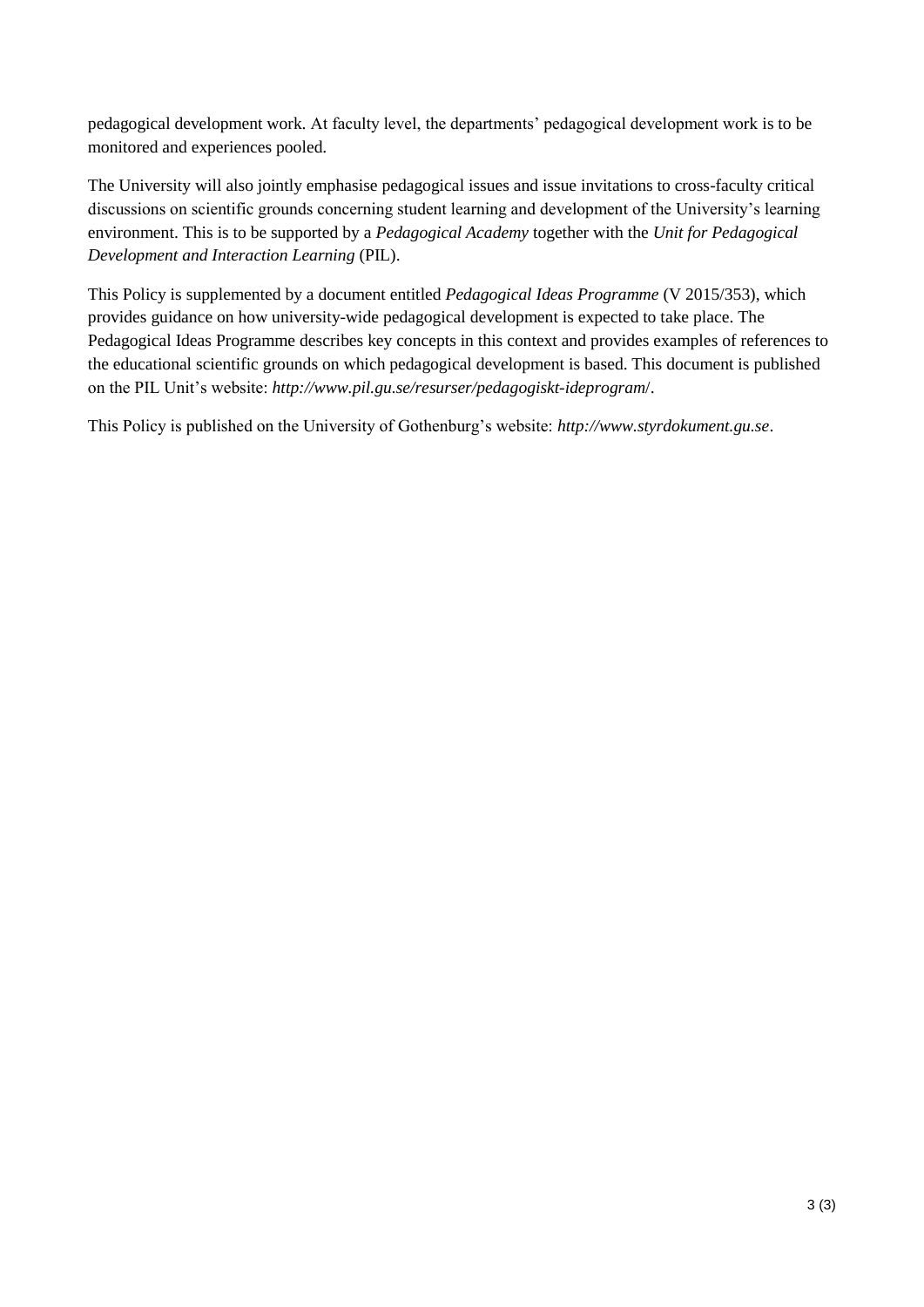pedagogical development work. At faculty level, the departments' pedagogical development work is to be monitored and experiences pooled.

The University will also jointly emphasise pedagogical issues and issue invitations to cross-faculty critical discussions on scientific grounds concerning student learning and development of the University's learning environment. This is to be supported by a *Pedagogical Academy* together with the *Unit for Pedagogical Development and Interaction Learning* (PIL).

This Policy is supplemented by a document entitled *Pedagogical Ideas Programme* (V 2015/353), which provides guidance on how university-wide pedagogical development is expected to take place. The Pedagogical Ideas Programme describes key concepts in this context and provides examples of references to the educational scientific grounds on which pedagogical development is based. This document is published on the PIL Unit's website: *http://www.pil.gu.se/resurser/pedagogiskt-ideprogram*/.

This Policy is published on the University of Gothenburg's website: *http://www.styrdokument.gu.se*.